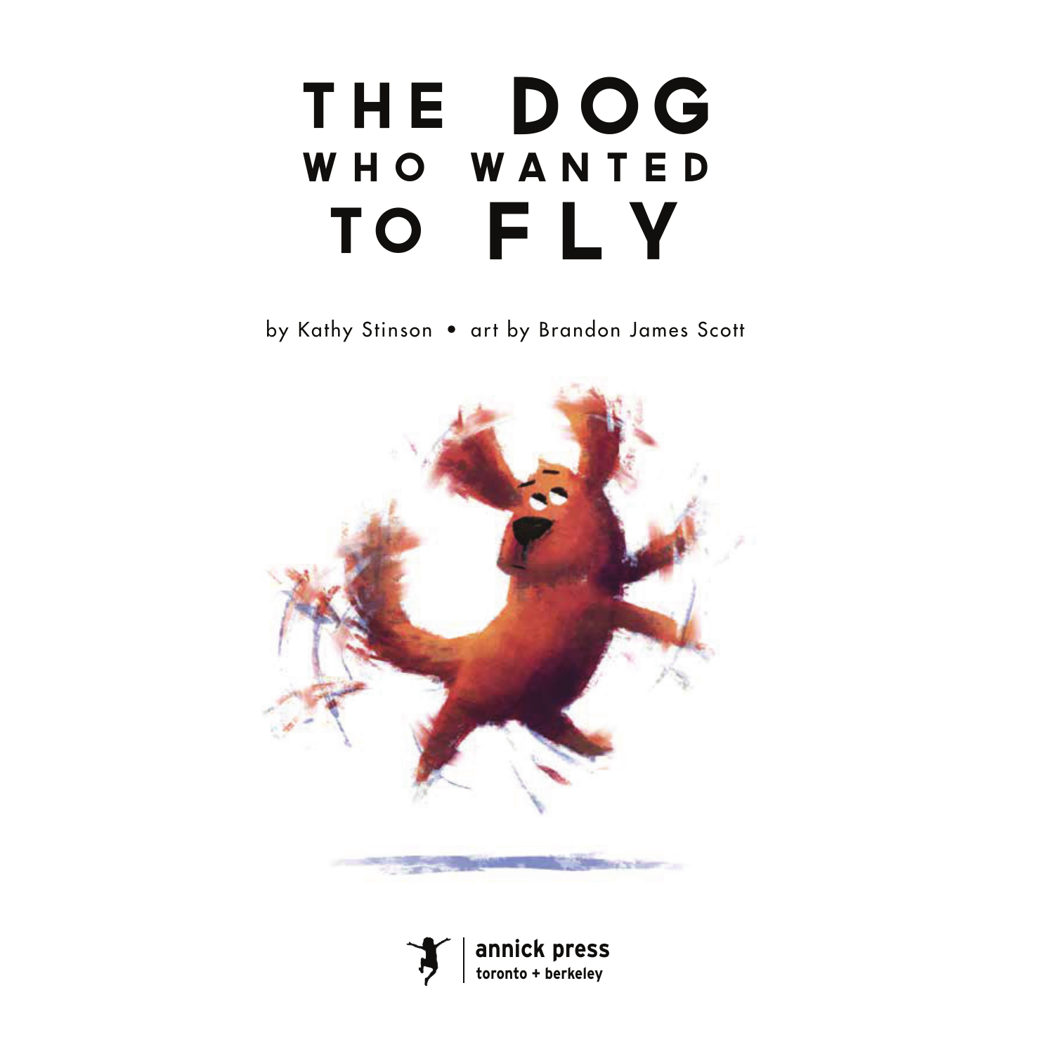# THE DOG WHO WANTED TO FLY

by Kathy Stinson • art by Brandon James Scott

annick press
toronto + berkeley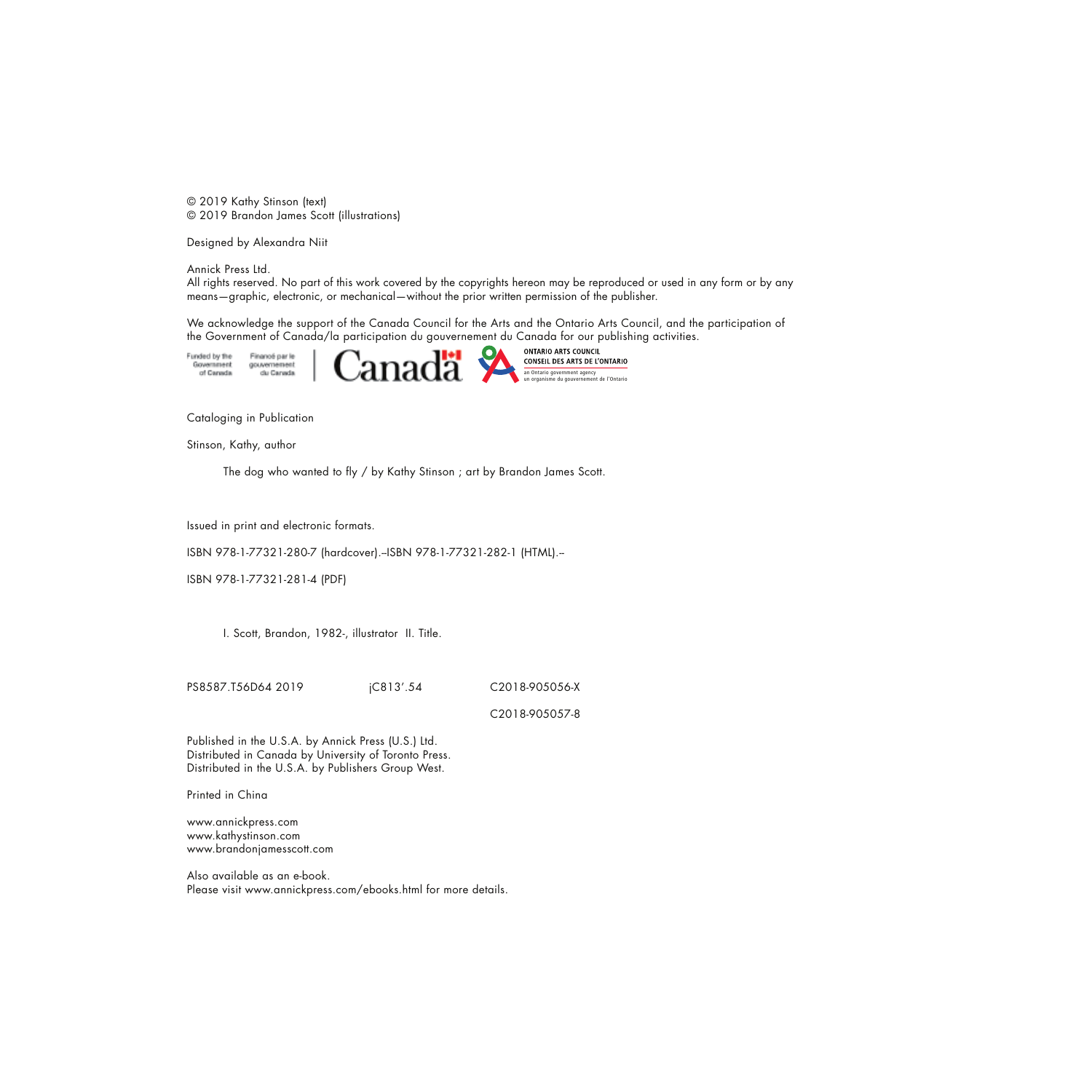© 2019 Kathy Stinson (text)
© 2019 Brandon James Scott (illustrations)

Designed by Alexandra Niit

Annick Press Ltd.
All rights reserved. No part of this work covered by the copyrights hereon may be reproduced or used in any form or by any means—graphic, electronic, or mechanical—without the prior written permission of the publisher.

We acknowledge the support of the Canada Council for the Arts and the Ontario Arts Council, and the participation of the Government of Canada/la participation du gouvernement du Canada for our publishing activities.

Funded by the Government of Canada | Financé par le gouvernement du Canada | Canada | ONTARIO ARTS COUNCIL / CONSEIL DES ARTS DE L'ONTARIO — an Ontario government agency / un organisme du gouvernement de l'Ontario

Cataloging in Publication

Stinson, Kathy, author

The dog who wanted to fly / by Kathy Stinson ; art by Brandon James Scott.

Issued in print and electronic formats.

ISBN 978-1-77321-280-7 (hardcover).--ISBN 978-1-77321-282-1 (HTML).--

ISBN 978-1-77321-281-4 (PDF)

I. Scott, Brandon, 1982-, illustrator II. Title.

PS8587.T56D64 2019 jC813'.54 C2018-905056-X

C2018-905057-8

Published in the U.S.A. by Annick Press (U.S.) Ltd.
Distributed in Canada by University of Toronto Press.
Distributed in the U.S.A. by Publishers Group West.

Printed in China

www.annickpress.com
www.kathystinson.com
www.brandonjamesscott.com

Also available as an e-book.
Please visit www.annickpress.com/ebooks.html for more details.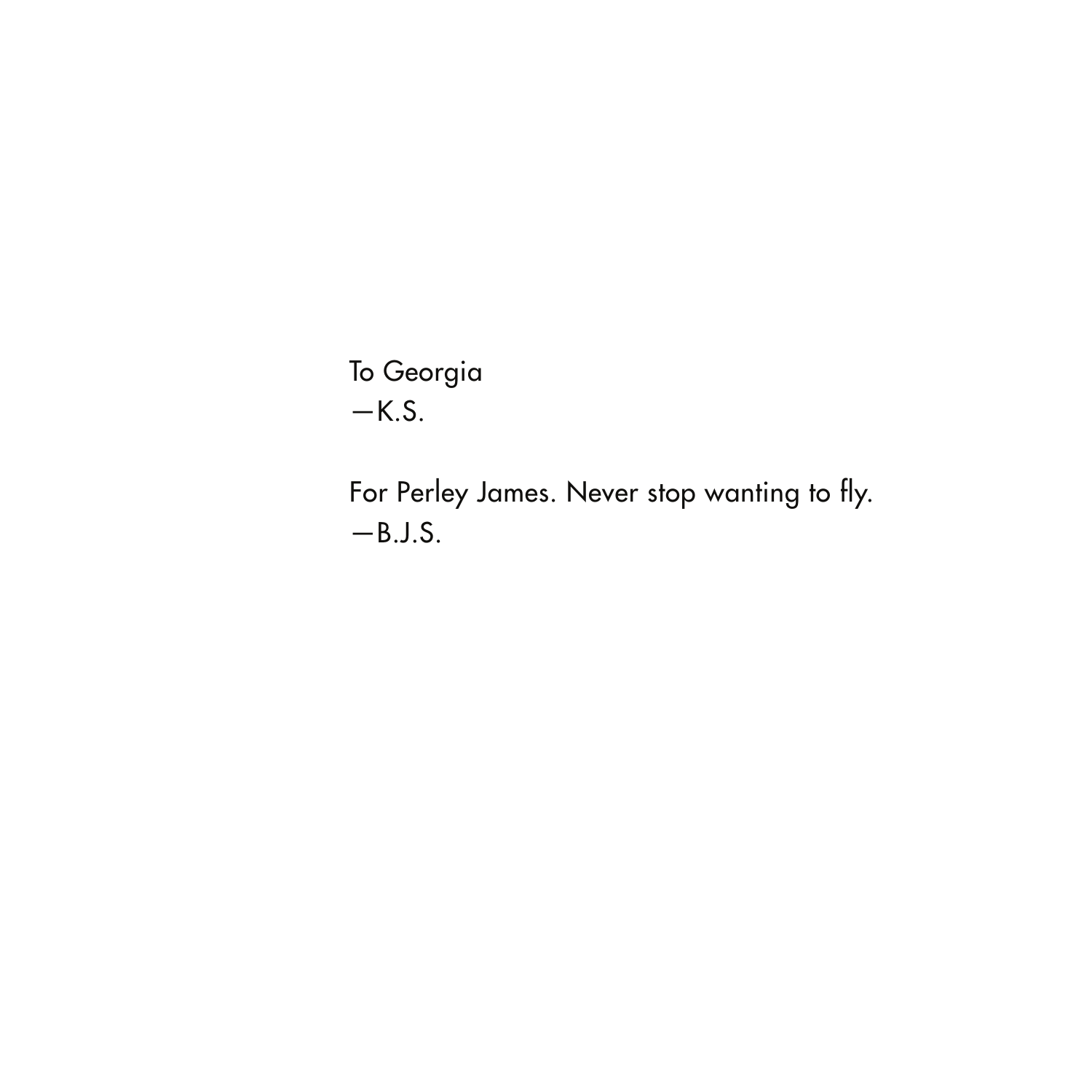To Georgia
—K.S.

For Perley James. Never stop wanting to fly.
—B.J.S.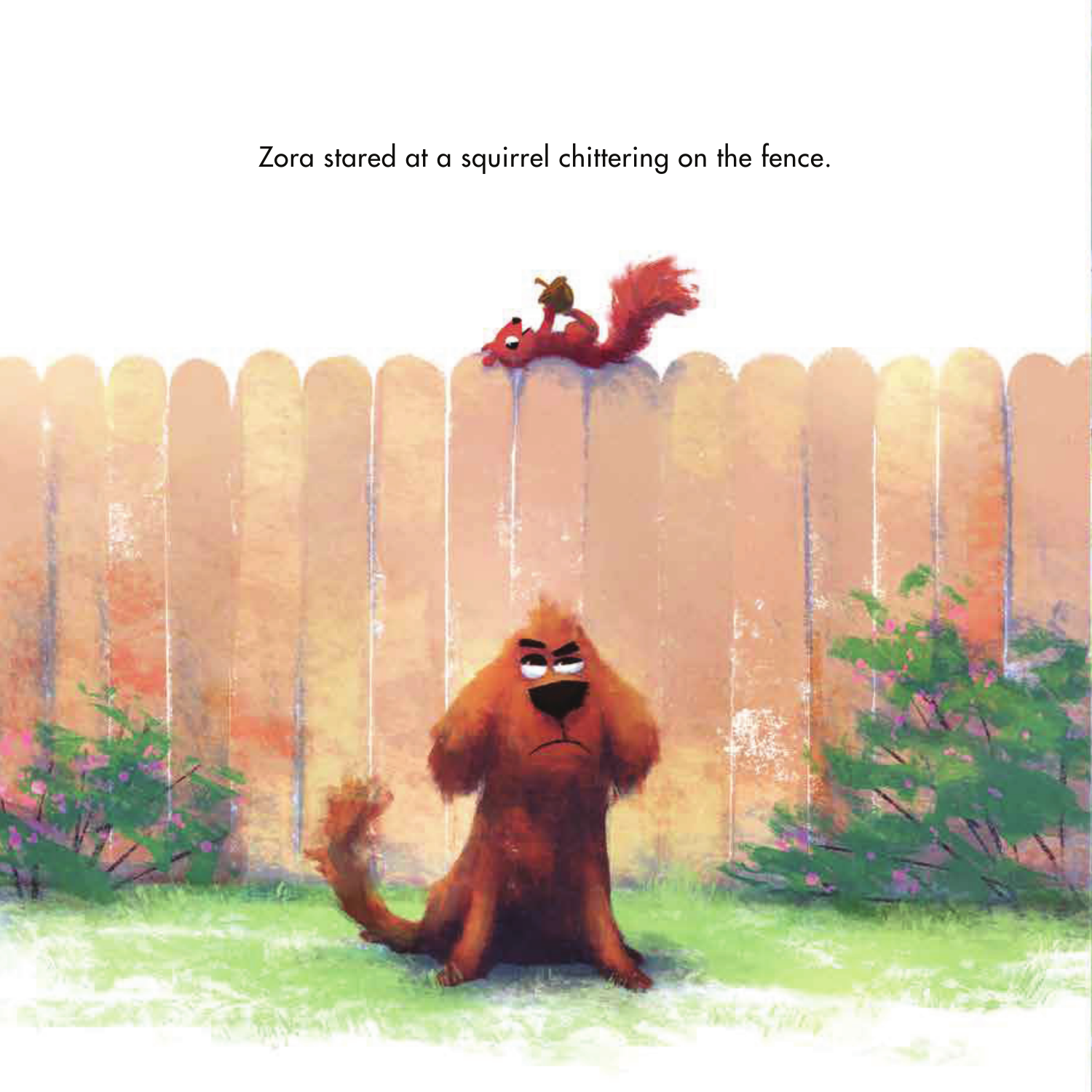Zora stared at a squirrel chittering on the fence.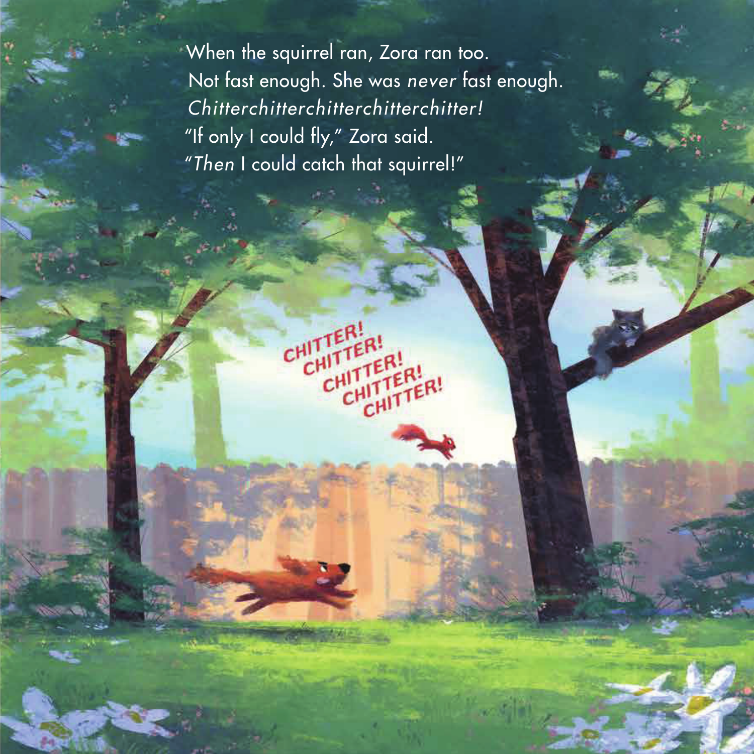When the squirrel ran, Zora ran too.
Not fast enough. She was *never* fast enough.
*Chitterchitterchitterchitterchitter!*
"If only I could fly," Zora said.
"*Then* I could catch that squirrel!"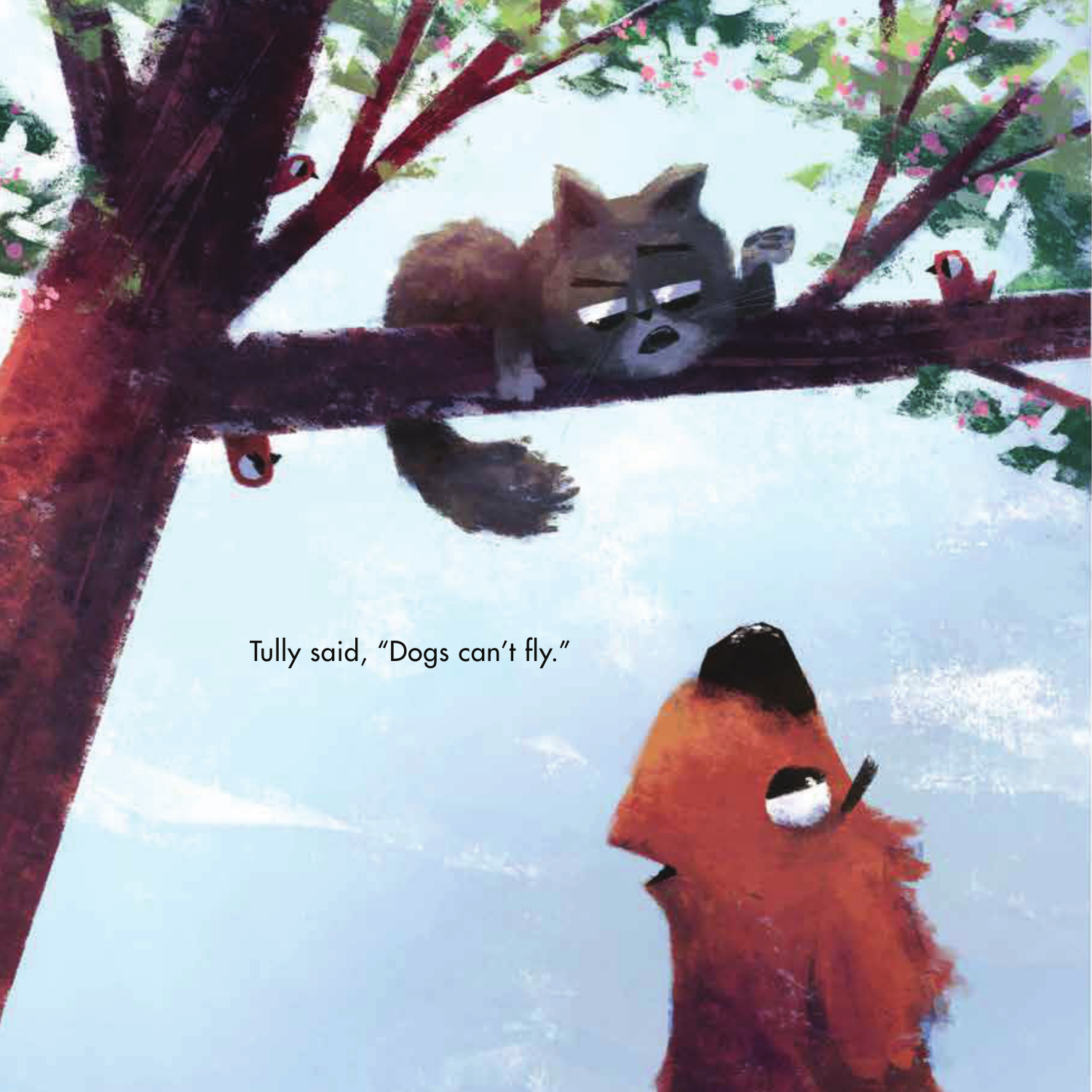Tully said, “Dogs can’t fly.”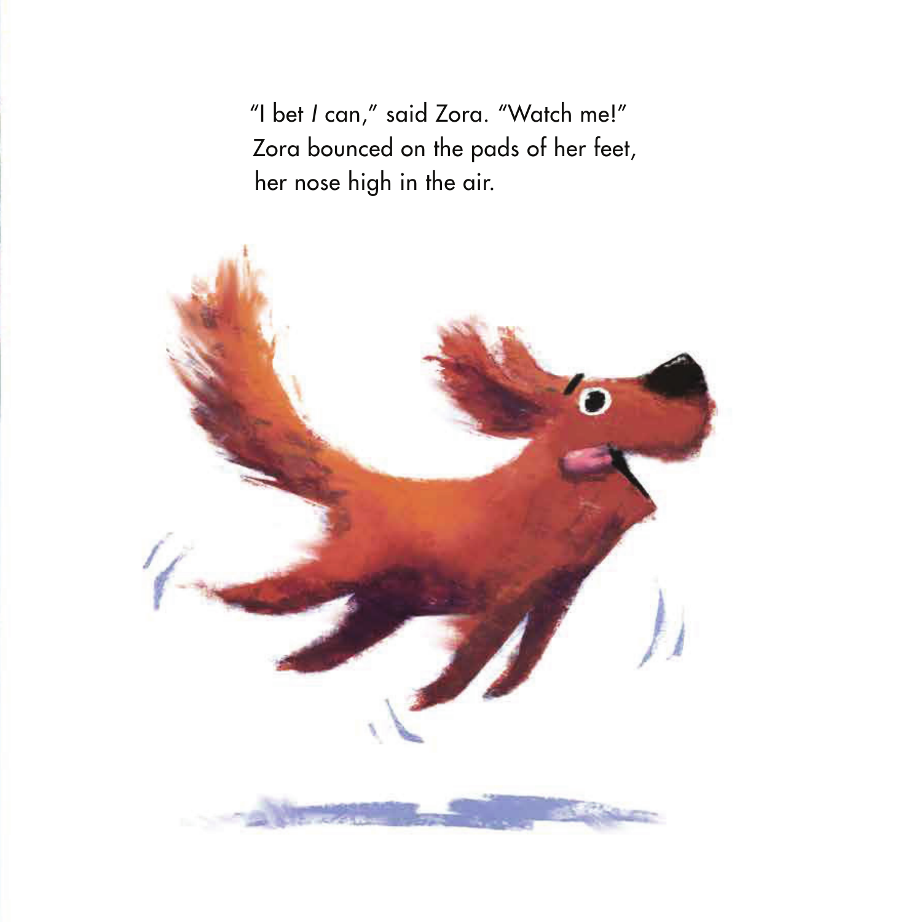"I bet *I* can," said Zora. "Watch me!"
Zora bounced on the pads of her feet,
her nose high in the air.